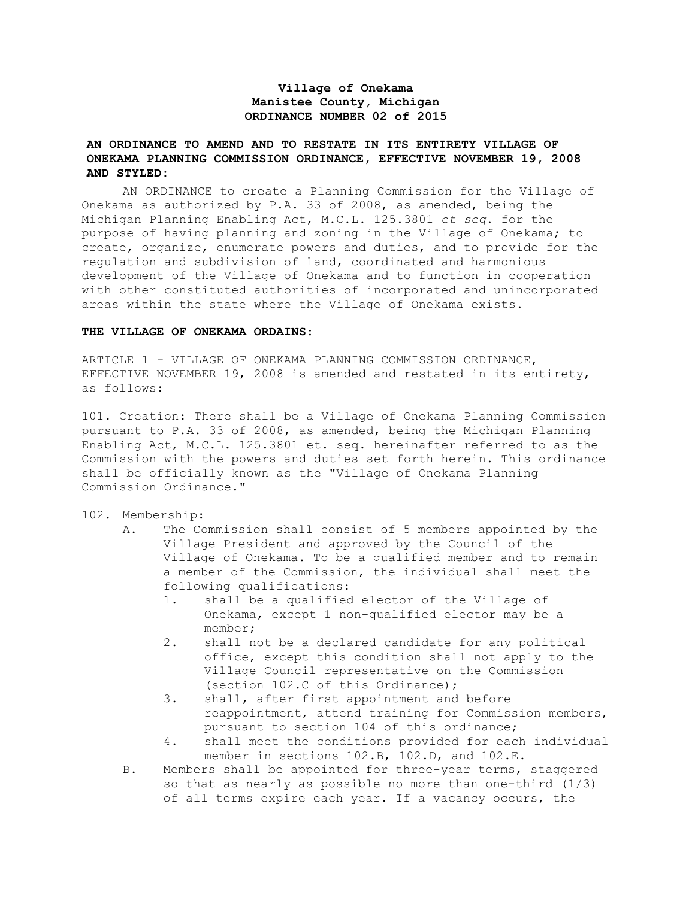**Village of Onekama**
**Manistee County, Michigan**
**ORDINANCE NUMBER 02 of 2015**

**AN ORDINANCE TO AMEND AND TO RESTATE IN ITS ENTIRETY VILLAGE OF ONEKAMA PLANNING COMMISSION ORDINANCE, EFFECTIVE NOVEMBER 19, 2008 AND STYLED:**

AN ORDINANCE to create a Planning Commission for the Village of Onekama as authorized by P.A. 33 of 2008, as amended, being the Michigan Planning Enabling Act, M.C.L. 125.3801 *et seq*. for the purpose of having planning and zoning in the Village of Onekama; to create, organize, enumerate powers and duties, and to provide for the regulation and subdivision of land, coordinated and harmonious development of the Village of Onekama and to function in cooperation with other constituted authorities of incorporated and unincorporated areas within the state where the Village of Onekama exists.

**THE VILLAGE OF ONEKAMA ORDAINS:**

ARTICLE 1 - VILLAGE OF ONEKAMA PLANNING COMMISSION ORDINANCE, EFFECTIVE NOVEMBER 19, 2008 is amended and restated in its entirety, as follows:

101. Creation: There shall be a Village of Onekama Planning Commission pursuant to P.A. 33 of 2008, as amended, being the Michigan Planning Enabling Act, M.C.L. 125.3801 et. seq. hereinafter referred to as the Commission with the powers and duties set forth herein. This ordinance shall be officially known as the "Village of Onekama Planning Commission Ordinance."

102. Membership:

A. The Commission shall consist of 5 members appointed by the Village President and approved by the Council of the Village of Onekama. To be a qualified member and to remain a member of the Commission, the individual shall meet the following qualifications:
   1. shall be a qualified elector of the Village of Onekama, except 1 non-qualified elector may be a member;
   2. shall not be a declared candidate for any political office, except this condition shall not apply to the Village Council representative on the Commission (section 102.C of this Ordinance);
   3. shall, after first appointment and before reappointment, attend training for Commission members, pursuant to section 104 of this ordinance;
   4. shall meet the conditions provided for each individual member in sections 102.B, 102.D, and 102.E.

B. Members shall be appointed for three-year terms, staggered so that as nearly as possible no more than one-third (1/3) of all terms expire each year. If a vacancy occurs, the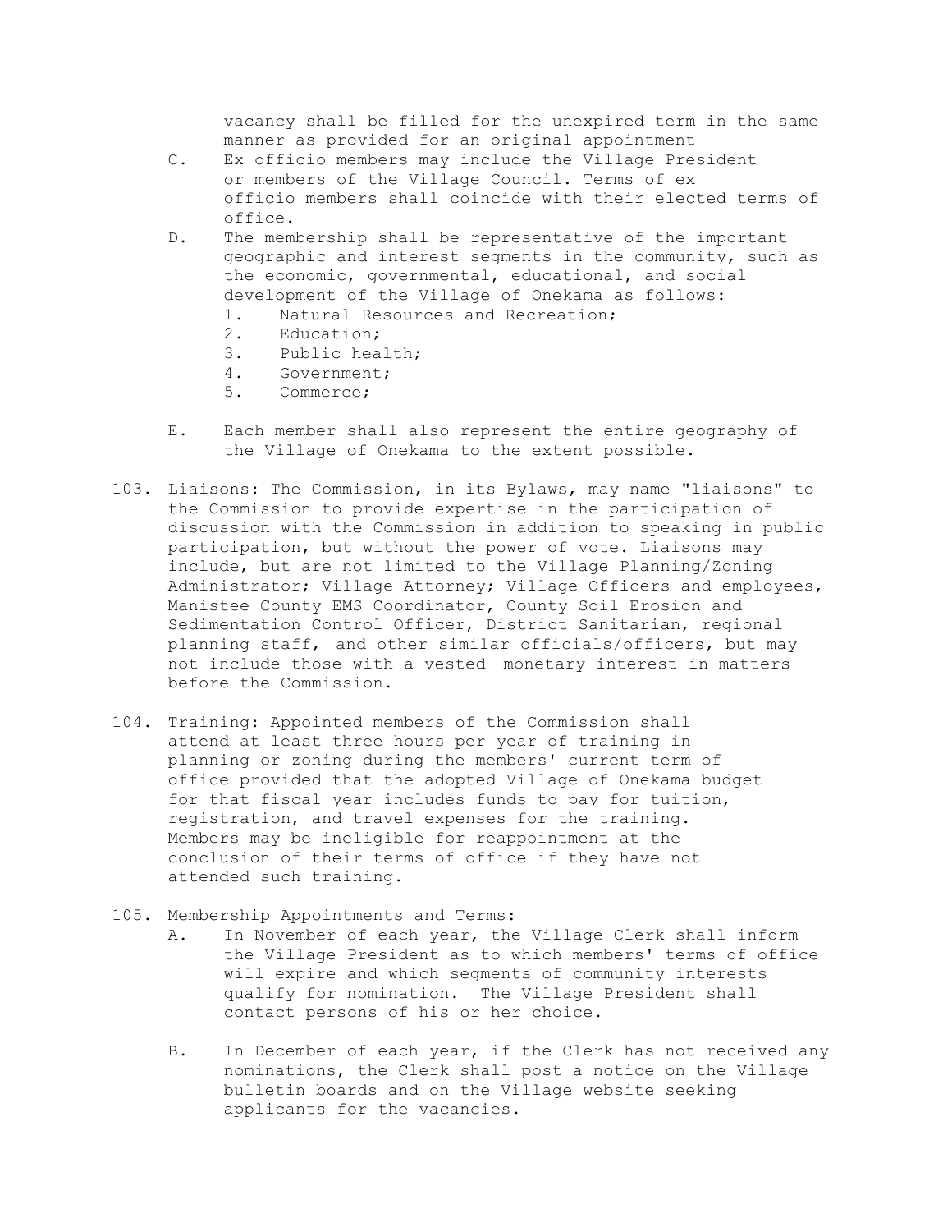vacancy shall be filled for the unexpired term in the same manner as provided for an original appointment

C. Ex officio members may include the Village President or members of the Village Council. Terms of ex officio members shall coincide with their elected terms of office.

D. The membership shall be representative of the important geographic and interest segments in the community, such as the economic, governmental, educational, and social development of the Village of Onekama as follows:
   1. Natural Resources and Recreation;
   2. Education;
   3. Public health;
   4. Government;
   5. Commerce;

E. Each member shall also represent the entire geography of the Village of Onekama to the extent possible.

103. Liaisons: The Commission, in its Bylaws, may name "liaisons" to the Commission to provide expertise in the participation of discussion with the Commission in addition to speaking in public participation, but without the power of vote. Liaisons may include, but are not limited to the Village Planning/Zoning Administrator; Village Attorney; Village Officers and employees, Manistee County EMS Coordinator, County Soil Erosion and Sedimentation Control Officer, District Sanitarian, regional planning staff, and other similar officials/officers, but may not include those with a vested monetary interest in matters before the Commission.

104. Training: Appointed members of the Commission shall attend at least three hours per year of training in planning or zoning during the members' current term of office provided that the adopted Village of Onekama budget for that fiscal year includes funds to pay for tuition, registration, and travel expenses for the training. Members may be ineligible for reappointment at the conclusion of their terms of office if they have not attended such training.

105. Membership Appointments and Terms:

A. In November of each year, the Village Clerk shall inform the Village President as to which members' terms of office will expire and which segments of community interests qualify for nomination. The Village President shall contact persons of his or her choice.

B. In December of each year, if the Clerk has not received any nominations, the Clerk shall post a notice on the Village bulletin boards and on the Village website seeking applicants for the vacancies.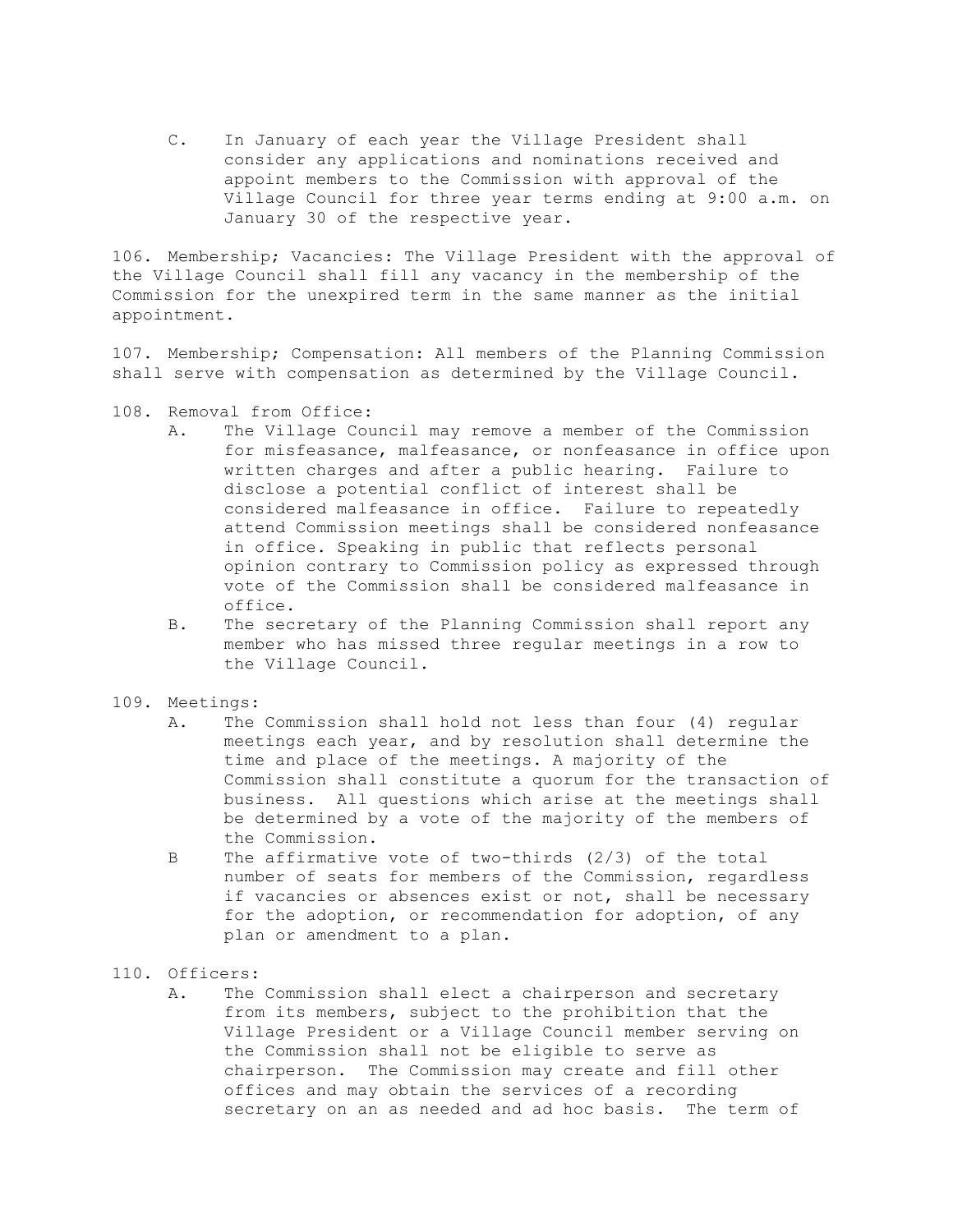C. In January of each year the Village President shall consider any applications and nominations received and appoint members to the Commission with approval of the Village Council for three year terms ending at 9:00 a.m. on January 30 of the respective year.

106. Membership; Vacancies: The Village President with the approval of the Village Council shall fill any vacancy in the membership of the Commission for the unexpired term in the same manner as the initial appointment.

107. Membership; Compensation: All members of the Planning Commission shall serve with compensation as determined by the Village Council.

108. Removal from Office:

A. The Village Council may remove a member of the Commission for misfeasance, malfeasance, or nonfeasance in office upon written charges and after a public hearing. Failure to disclose a potential conflict of interest shall be considered malfeasance in office. Failure to repeatedly attend Commission meetings shall be considered nonfeasance in office. Speaking in public that reflects personal opinion contrary to Commission policy as expressed through vote of the Commission shall be considered malfeasance in office.

B. The secretary of the Planning Commission shall report any member who has missed three regular meetings in a row to the Village Council.

109. Meetings:

A. The Commission shall hold not less than four (4) regular meetings each year, and by resolution shall determine the time and place of the meetings. A majority of the Commission shall constitute a quorum for the transaction of business. All questions which arise at the meetings shall be determined by a vote of the majority of the members of the Commission.

B The affirmative vote of two-thirds (2/3) of the total number of seats for members of the Commission, regardless if vacancies or absences exist or not, shall be necessary for the adoption, or recommendation for adoption, of any plan or amendment to a plan.

110. Officers:

A. The Commission shall elect a chairperson and secretary from its members, subject to the prohibition that the Village President or a Village Council member serving on the Commission shall not be eligible to serve as chairperson. The Commission may create and fill other offices and may obtain the services of a recording secretary on an as needed and ad hoc basis. The term of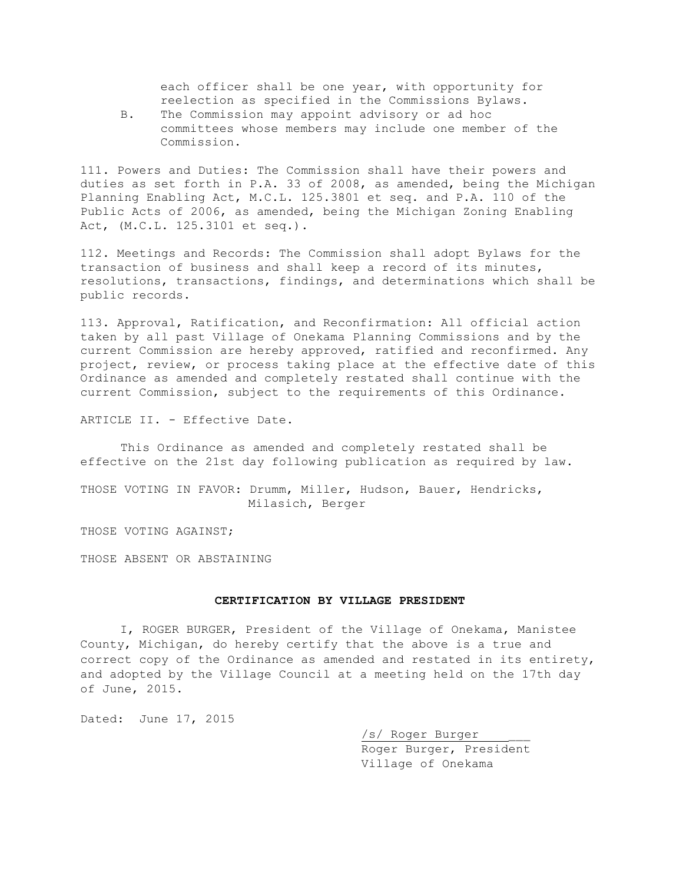each officer shall be one year, with opportunity for reelection as specified in the Commissions Bylaws.

B. The Commission may appoint advisory or ad hoc committees whose members may include one member of the Commission.

111. Powers and Duties: The Commission shall have their powers and duties as set forth in P.A. 33 of 2008, as amended, being the Michigan Planning Enabling Act, M.C.L. 125.3801 et seq. and P.A. 110 of the Public Acts of 2006, as amended, being the Michigan Zoning Enabling Act, (M.C.L. 125.3101 et seq.).

112. Meetings and Records: The Commission shall adopt Bylaws for the transaction of business and shall keep a record of its minutes, resolutions, transactions, findings, and determinations which shall be public records.

113. Approval, Ratification, and Reconfirmation: All official action taken by all past Village of Onekama Planning Commissions and by the current Commission are hereby approved, ratified and reconfirmed. Any project, review, or process taking place at the effective date of this Ordinance as amended and completely restated shall continue with the current Commission, subject to the requirements of this Ordinance.

ARTICLE II. - Effective Date.

This Ordinance as amended and completely restated shall be effective on the 21st day following publication as required by law.

THOSE VOTING IN FAVOR: Drumm, Miller, Hudson, Bauer, Hendricks, Milasich, Berger

THOSE VOTING AGAINST;

THOSE ABSENT OR ABSTAINING

**CERTIFICATION BY VILLAGE PRESIDENT**

I, ROGER BURGER, President of the Village of Onekama, Manistee County, Michigan, do hereby certify that the above is a true and correct copy of the Ordinance as amended and restated in its entirety, and adopted by the Village Council at a meeting held on the 17th day of June, 2015.

Dated: June 17, 2015

/s/ Roger Burger
Roger Burger, President
Village of Onekama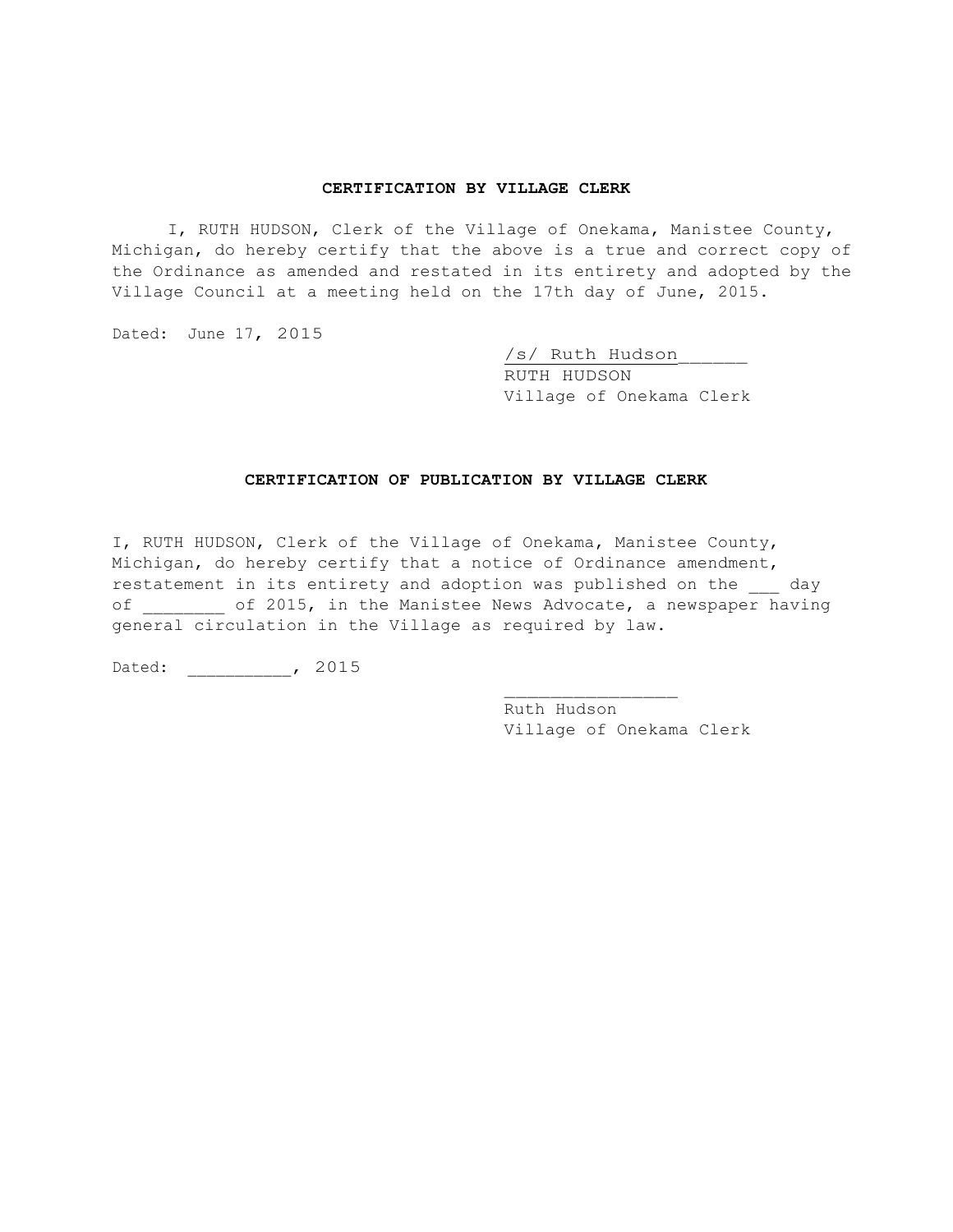**CERTIFICATION BY VILLAGE CLERK**

I, RUTH HUDSON, Clerk of the Village of Onekama, Manistee County, Michigan, do hereby certify that the above is a true and correct copy of the Ordinance as amended and restated in its entirety and adopted by the Village Council at a meeting held on the 17th day of June, 2015.

Dated: June 17, 2015

/s/ Ruth Hudson______
RUTH HUDSON
Village of Onekama Clerk

**CERTIFICATION OF PUBLICATION BY VILLAGE CLERK**

I, RUTH HUDSON, Clerk of the Village of Onekama, Manistee County, Michigan, do hereby certify that a notice of Ordinance amendment, restatement in its entirety and adoption was published on the ___ day of ________ of 2015, in the Manistee News Advocate, a newspaper having general circulation in the Village as required by law.

Dated: __________, 2015

________________
Ruth Hudson
Village of Onekama Clerk